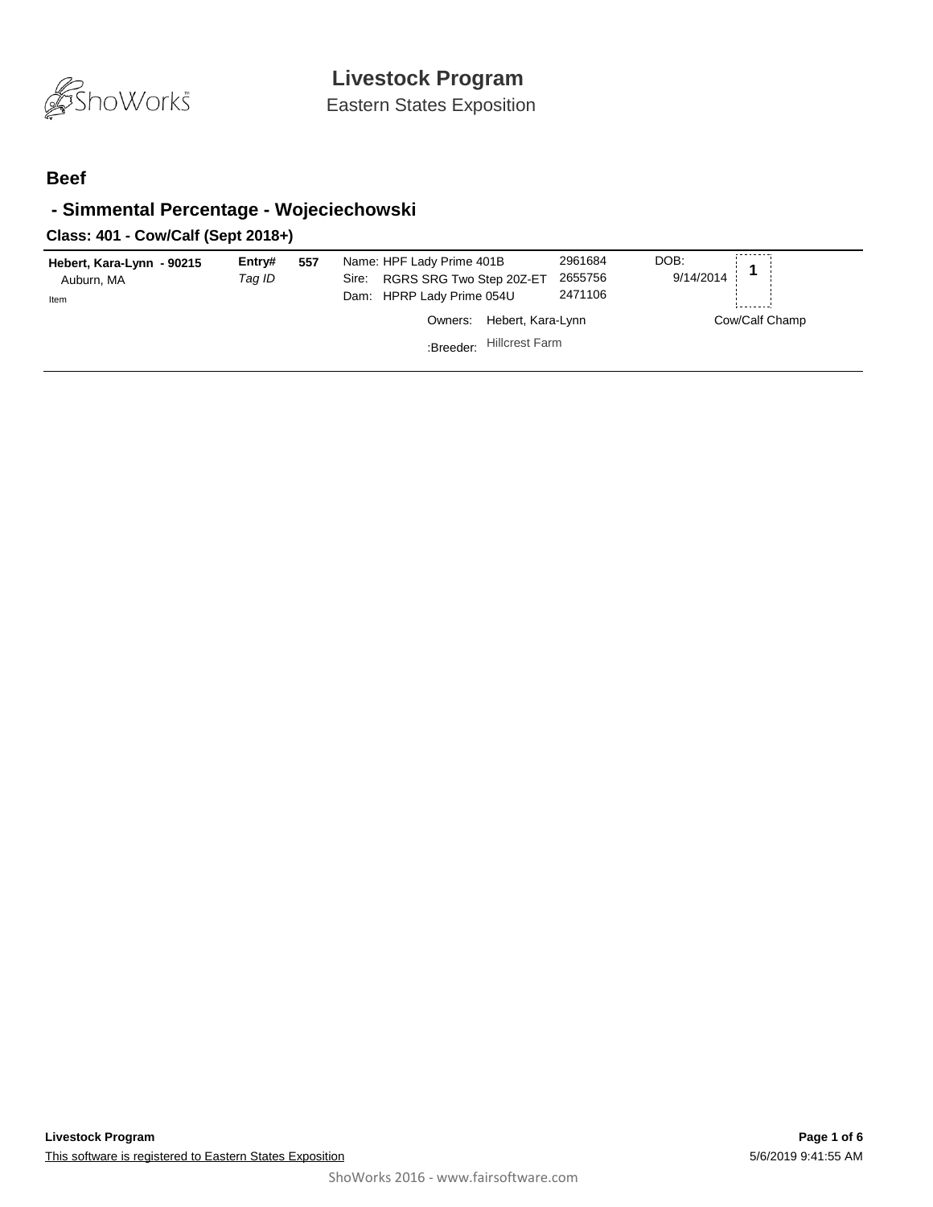# Livestock Program

Eastern States Exposition

## Beef

### - Simmental Percentage - Wojeciechowski

#### Class: 401 - Cow/Calf (Sept 2018+)

| Exhibitor | Entry# / Tag ID | | Animal | Reg # | DOB | Placing |
|---|---|---|---|---|---|---|
| **Hebert, Kara-Lynn - 90215**<br>Auburn, MA<br>Item | **Entry#**<br>*Tag ID* | **557** | Name: HPF Lady Prime 401B<br>Sire: RGRS SRG Two Step 20Z-ET<br>Dam: HPRP Lady Prime 054U | 2961684<br>2655756<br>2471106 | DOB:<br>9/14/2014 | **1**<br>Cow/Calf Champ |
| | | | Owners: Hebert, Kara-Lynn<br>:Breeder: Hillcrest Farm | | | |

This software is registered to Eastern States Exposition

5/6/2019 9:41:55 AM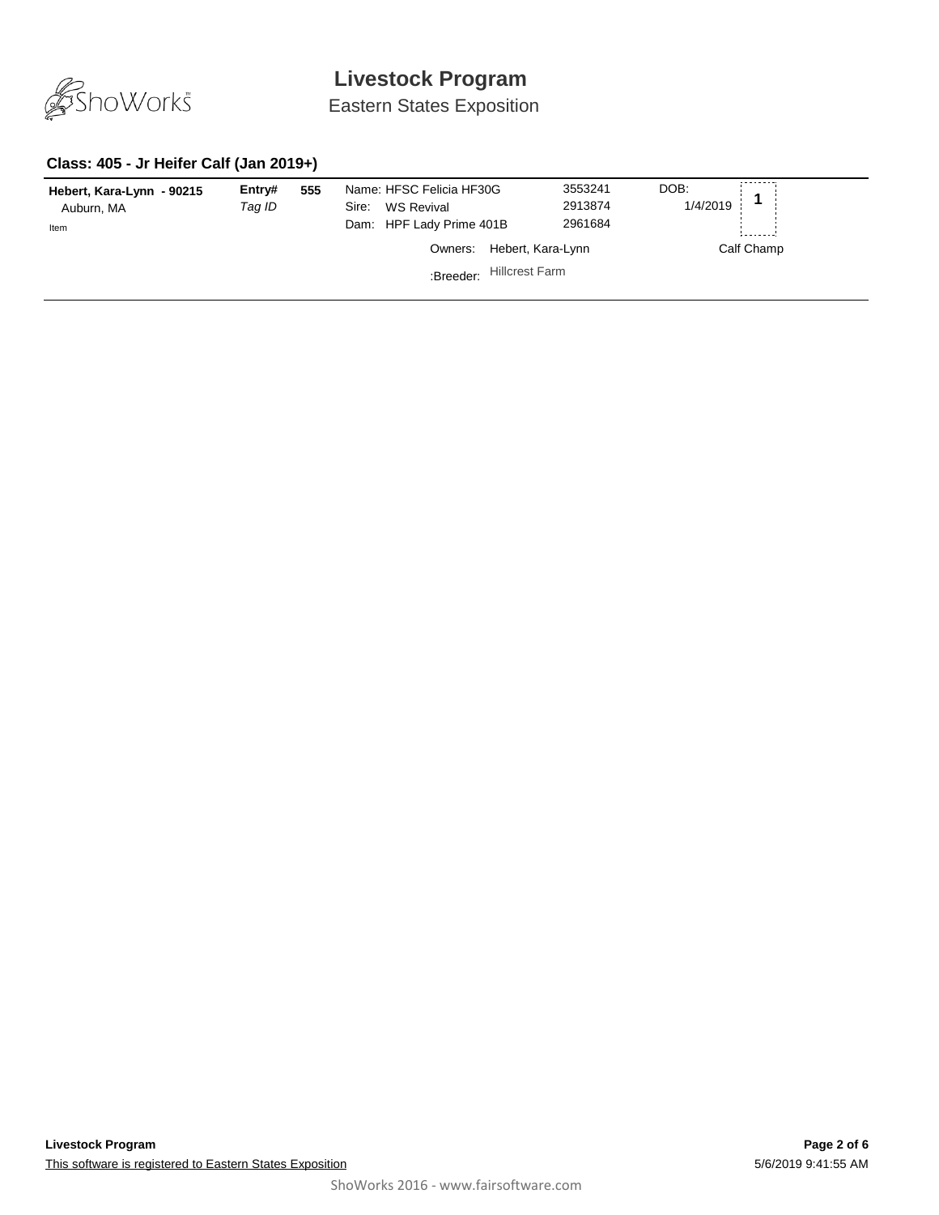# Livestock Program

Eastern States Exposition

### Class: 405 - Jr Heifer Calf (Jan 2019+)

| Exhibitor | Entry# / Tag ID | | Animal | Reg. # | DOB | Place |
|---|---|---|---|---|---|---|
| **Hebert, Kara-Lynn - 90215** | **Entry#** | **555** | Name: HFSC Felicia HF30G | 3553241 | DOB: 1/4/2019 | 1 |
| Auburn, MA | *Tag ID* | | Sire: WS Revival | 2913874 | | |
| Item | | | Dam: HPF Lady Prime 401B | 2961684 | | |
| | | | Owners: Hebert, Kara-Lynn | | | Calf Champ |
| | | | :Breeder: Hillcrest Farm | | | |

**Livestock Program**

This software is registered to Eastern States Exposition

5/6/2019 9:41:55 AM

ShoWorks 2016 - www.fairsoftware.com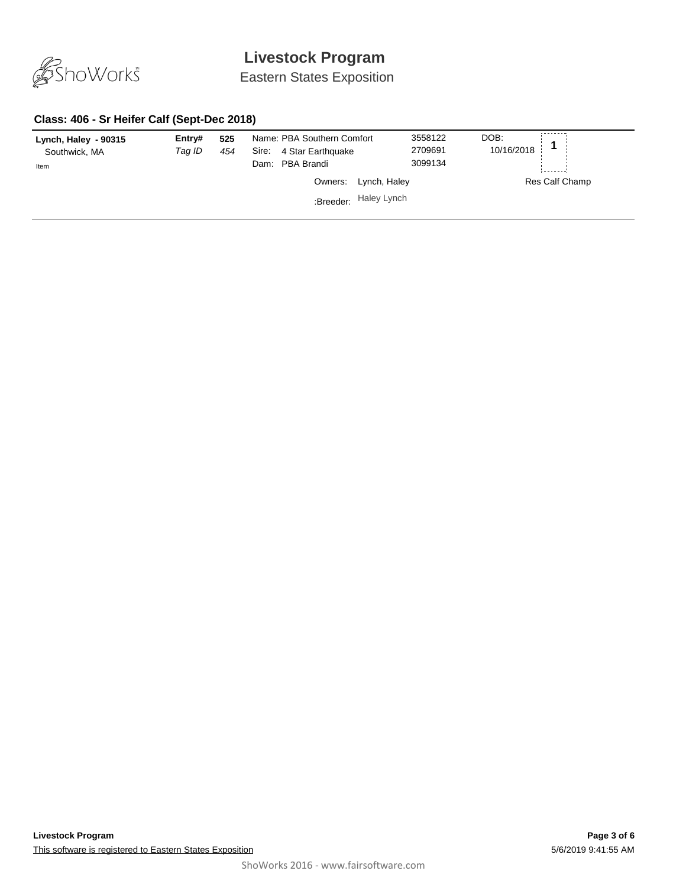# Livestock Program

Eastern States Exposition

### Class: 406 - Sr Heifer Calf (Sept-Dec 2018)

| Exhibitor | | | Animal | Reg # | DOB | Place |
|---|---|---|---|---|---|---|
| **Lynch, Haley - 90315** | **Entry#** | **525** | Name: PBA Southern Comfort | 3558122 | DOB: | **1** |
| Southwick, MA | *Tag ID* | *454* | Sire: 4 Star Earthquake | 2709691 | 10/16/2018 | |
| Item | | | Dam: PBA Brandi | 3099134 | | |
| | | | Owners: Lynch, Haley | | | Res Calf Champ |
| | | | :Breeder: Haley Lynch | | | |

**Livestock Program**

This software is registered to Eastern States Exposition

5/6/2019 9:41:55 AM

ShoWorks 2016 - www.fairsoftware.com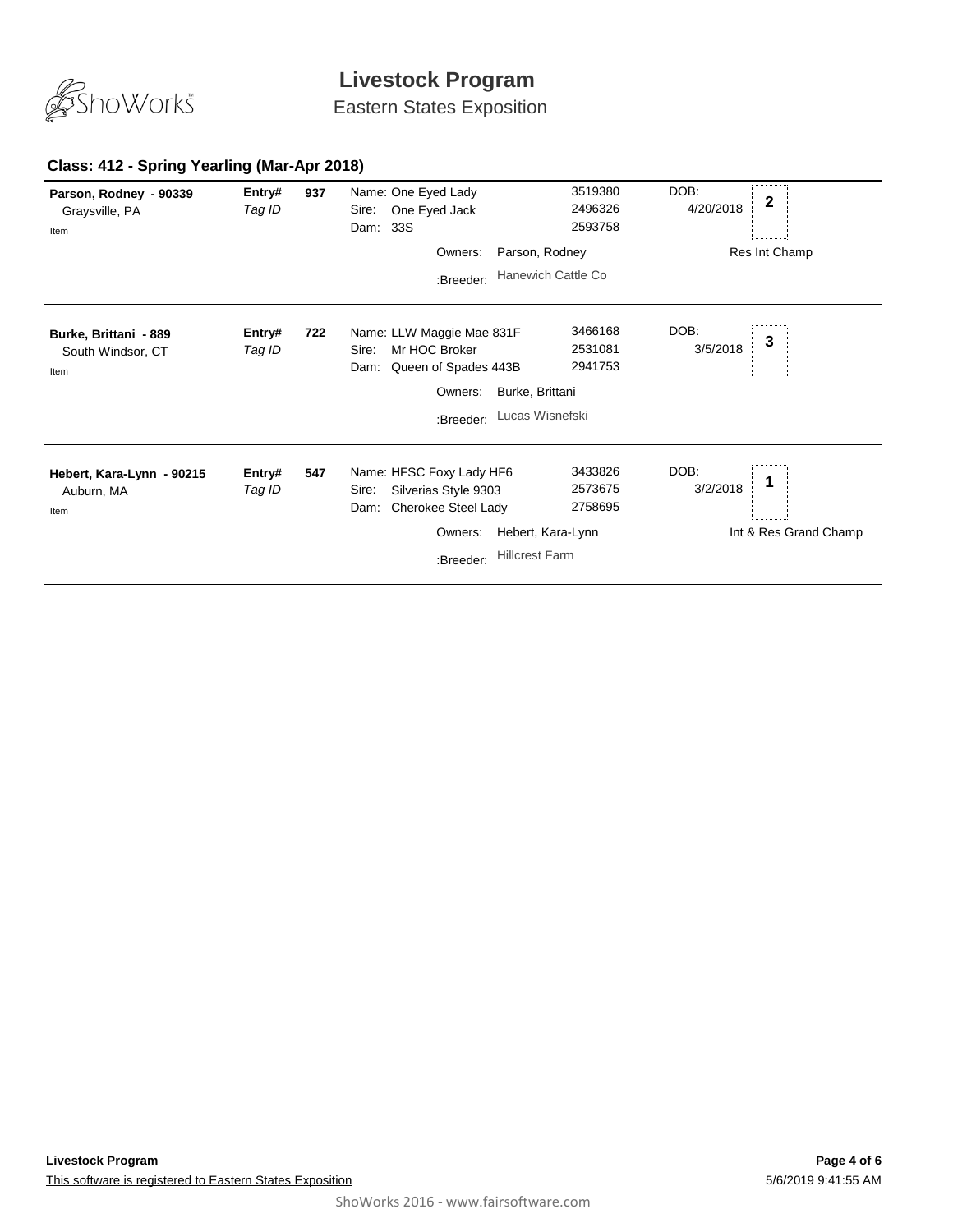# Livestock Program

Eastern States Exposition

## Class: 412 - Spring Yearling (Mar-Apr 2018)

**Parson, Rodney - 90339**
Graysville, PA
Item

**Entry#** 937
*Tag ID*

Name: One Eyed Lady — 3519380
Sire: One Eyed Jack — 2496326
Dam: 33S — 2593758

Owners: Parson, Rodney
:Breeder: Hanewich Cattle Co

DOB: 4/20/2018
**2**
Res Int Champ

---

**Burke, Brittani - 889**
South Windsor, CT
Item

**Entry#** 722
*Tag ID*

Name: LLW Maggie Mae 831F — 3466168
Sire: Mr HOC Broker — 2531081
Dam: Queen of Spades 443B — 2941753

Owners: Burke, Brittani
:Breeder: Lucas Wisnefski

DOB: 3/5/2018
**3**

---

**Hebert, Kara-Lynn - 90215**
Auburn, MA
Item

**Entry#** 547
*Tag ID*

Name: HFSC Foxy Lady HF6 — 3433826
Sire: Silverias Style 9303 — 2573675
Dam: Cherokee Steel Lady — 2758695

Owners: Hebert, Kara-Lynn
:Breeder: Hillcrest Farm

DOB: 3/2/2018
**1**
Int & Res Grand Champ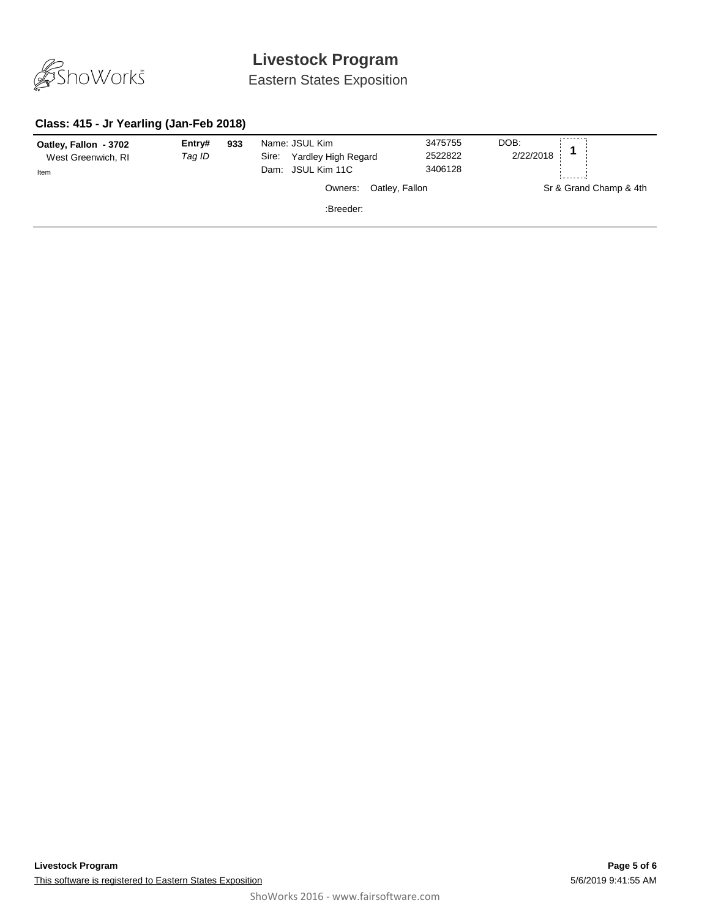# Livestock Program

Eastern States Exposition

### Class: 415 - Jr Yearling (Jan-Feb 2018)

| Exhibitor | Entry# | | Animal | Reg # | DOB | Place |
|---|---|---|---|---|---|---|
| **Oatley, Fallon - 3702** | **Entry#** | **933** | Name: JSUL Kim | 3475755 | DOB: 2/22/2018 | **1** |
| West Greenwich, RI | *Tag ID* | | Sire: Yardley High Regard | 2522822 | | |
| Item | | | Dam: JSUL Kim 11C | 3406128 | | |
| | | | Owners: Oatley, Fallon | | | Sr & Grand Champ & 4th |
| | | | :Breeder: | | | |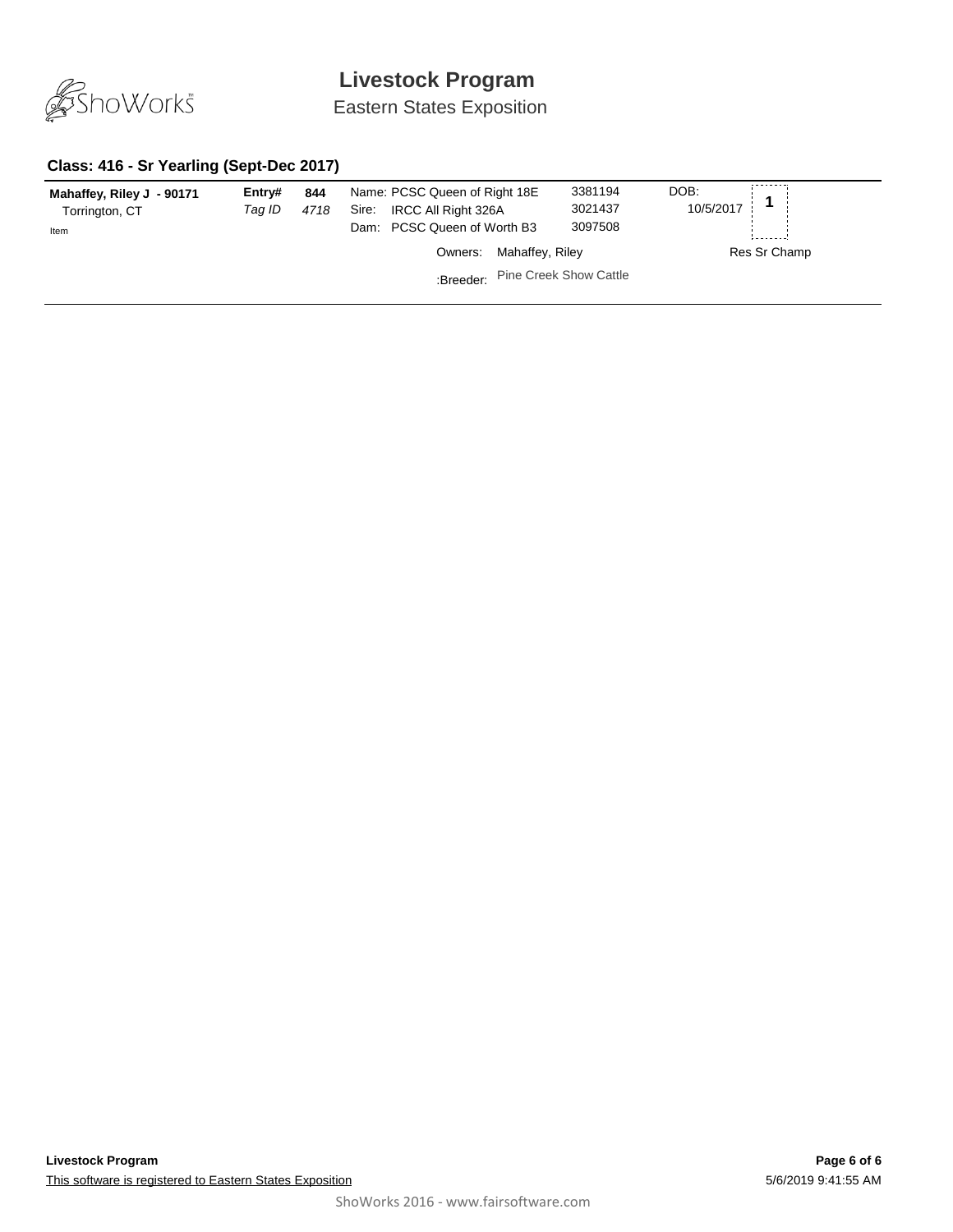# Livestock Program

Eastern States Exposition

### Class: 416 - Sr Yearling (Sept-Dec 2017)

| | | | | | | |
|---|---|---|---|---|---|---|
| **Mahaffey, Riley J - 90171**<br>Torrington, CT<br>Item | **Entry#**<br>*Tag ID* | **844**<br>*4718* | Name: PCSC Queen of Right 18E<br>Sire: IRCC All Right 326A<br>Dam: PCSC Queen of Worth B3 | 3381194<br>3021437<br>3097508 | DOB:<br>10/5/2017 | **1** |
| | | | Owners: Mahaffey, Riley | | | Res Sr Champ |
| | | | :Breeder: Pine Creek Show Cattle | | | |

**Livestock Program**

This software is registered to Eastern States Exposition

5/6/2019 9:41:55 AM

ShoWorks 2016 - www.fairsoftware.com